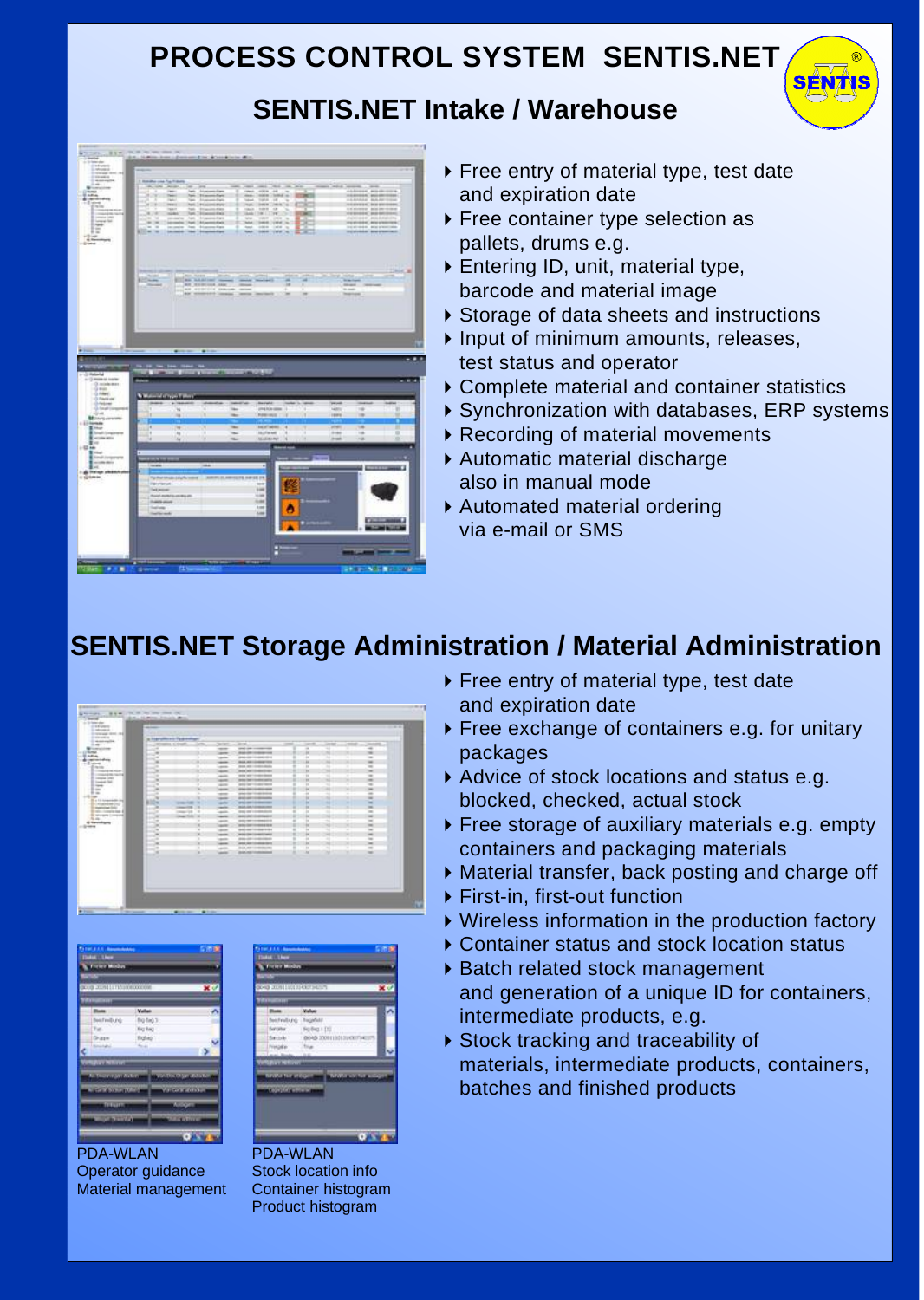# PROCESS CONTROL SYSTEM SENTIS.NET

## SENTIS.NET Intake / Warehouse

- Free entry of material type, test date and expiration date
- Free container type selection as pallets, drums e.g.
- Entering ID, unit, material type, barcode and material image
- Storage of data sheets and instructions
- Input of minimum amounts, releases, test status and operator
- Complete material and container statistics
- Synchronization with databases, ERP systems
- Recording of material movements
- Automatic material discharge also in manual mode
- Automated material ordering via e-mail or SMS

## SENTIS.NET Storage Administration / Material Administration

- Free entry of material type, test date and expiration date
- Free exchange of containers e.g. for unitary packages
- Advice of stock locations and status e.g. blocked, checked, actual stock
- Free storage of auxiliary materials e.g. empty containers and packaging materials
- Material transfer, back posting and charge off
- First-in, first-out function
- Wireless information in the production factory
- Container status and stock location status
- Batch related stock management and generation of a unique ID for containers, intermediate products, e.g.
- Stock tracking and traceability of materials, intermediate products, containers, batches and finished products

PDA-WLAN
Operator guidance
Material management

PDA-WLAN
Stock location info
Container histogram
Product histogram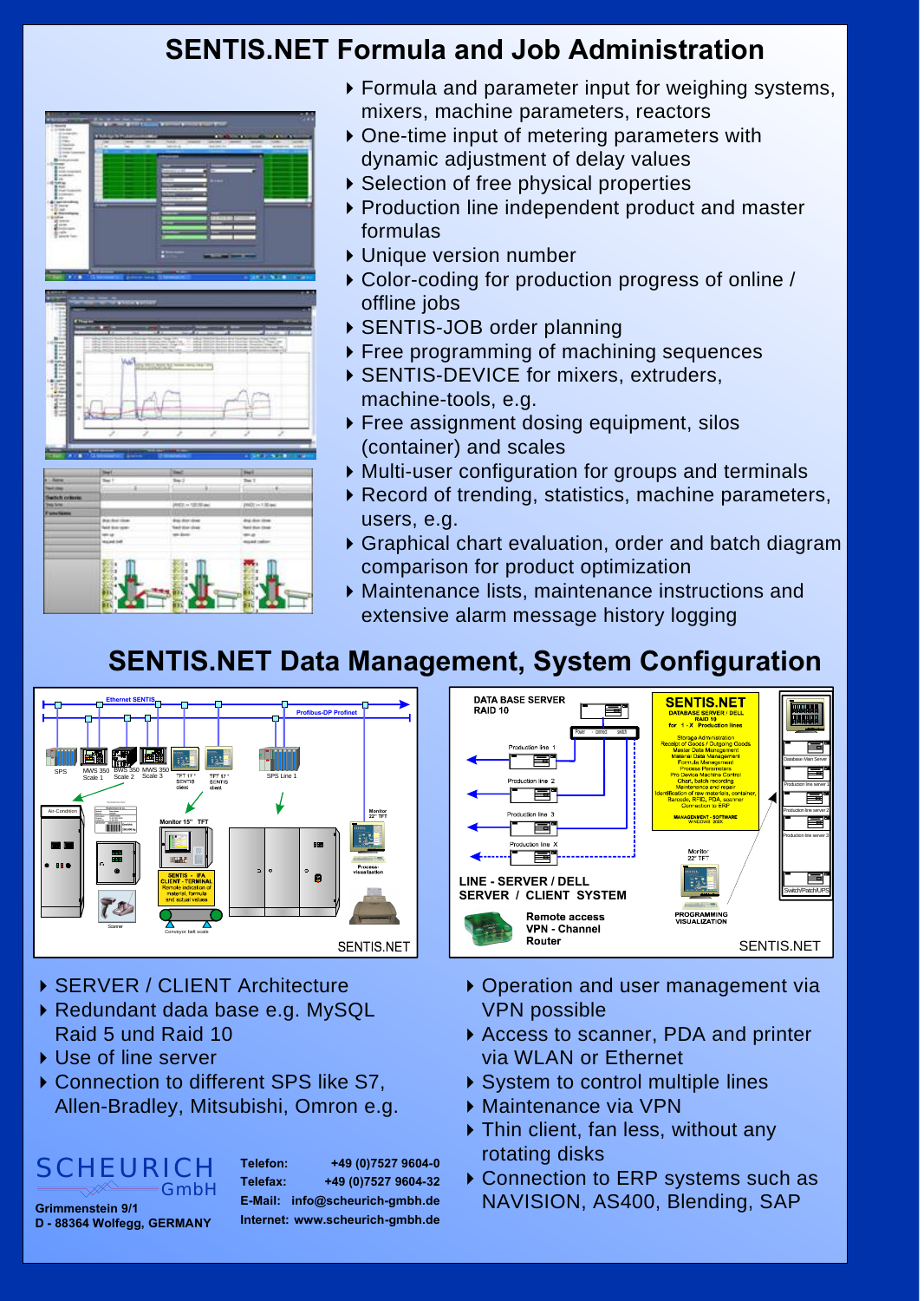# SENTIS.NET Formula and Job Administration

- Formula and parameter input for weighing systems, mixers, machine parameters, reactors
- One-time input of metering parameters with dynamic adjustment of delay values
- Selection of free physical properties
- Production line independent product and master formulas
- Unique version number
- Color-coding for production progress of online / offline jobs
- SENTIS-JOB order planning
- Free programming of machining sequences
- SENTIS-DEVICE for mixers, extruders, machine-tools, e.g.
- Free assignment dosing equipment, silos (container) and scales
- Multi-user configuration for groups and terminals
- Record of trending, statistics, machine parameters, users, e.g.
- Graphical chart evaluation, order and batch diagram comparison for product optimization
- Maintenance lists, maintenance instructions and extensive alarm message history logging

# SENTIS.NET Data Management, System Configuration

- SERVER / CLIENT Architecture
- Redundant dada base e.g. MySQL Raid 5 und Raid 10
- Use of line server
- Connection to different SPS like S7, Allen-Bradley, Mitsubishi, Omron e.g.
- Operation and user management via VPN possible
- Access to scanner, PDA and printer via WLAN or Ethernet
- System to control multiple lines
- Maintenance via VPN
- Thin client, fan less, without any rotating disks
- Connection to ERP systems such as NAVISION, AS400, Blending, SAP

**SCHEURICH GmbH**

Grimmenstein 9/1
D - 88364 Wolfegg, GERMANY

Telefon: +49 (0)7527 9604-0
Telefax: +49 (0)7527 9604-32
E-Mail: info@scheurich-gmbh.de
Internet: www.scheurich-gmbh.de